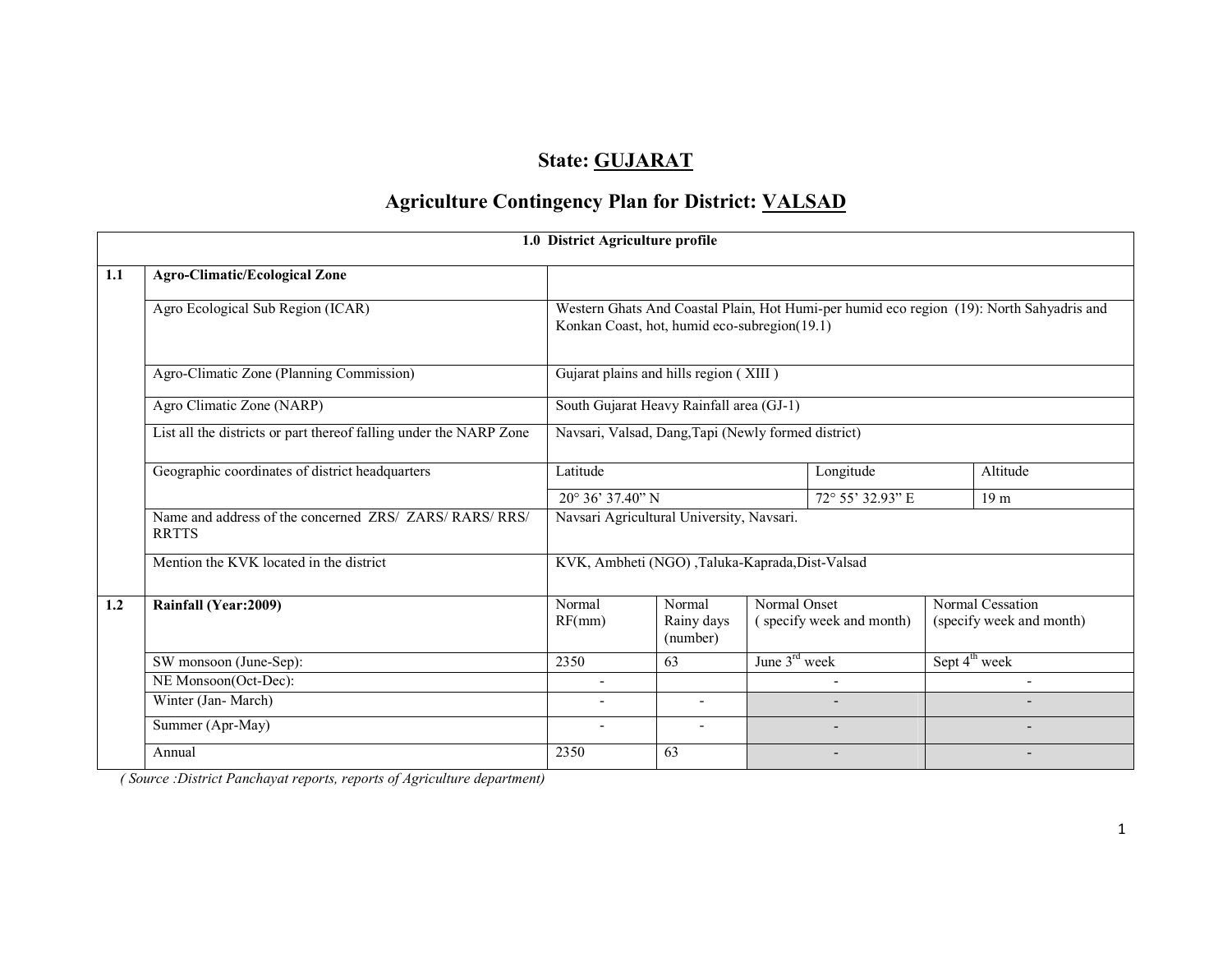# State: GUJARAT

## Agriculture Contingency Plan for District: VALSAD

| 1.0 District Agriculture profile | | | | | |
|---|---|---|---|---|---|
| **1.1** | **Agro-Climatic/Ecological Zone** | | | | |
| | Agro Ecological Sub Region (ICAR) | Western Ghats And Coastal Plain, Hot Humi-per humid eco region (19): North Sahyadris and Konkan Coast, hot, humid eco-subregion(19.1) | | | |
| | Agro-Climatic Zone (Planning Commission) | Gujarat plains and hills region ( XIII ) | | | |
| | Agro Climatic Zone (NARP) | South Gujarat Heavy Rainfall area (GJ-1) | | | |
| | List all the districts or part thereof falling under the NARP Zone | Navsari, Valsad, Dang,Tapi (Newly formed district) | | | |
| | Geographic coordinates of district headquarters | Latitude | | Longitude | Altitude |
| | | 20° 36' 37.40" N | | 72° 55' 32.93" E | 19 m |
| | Name and address of the concerned ZRS/ ZARS/ RARS/ RRS/ RRTTS | Navsari Agricultural University, Navsari. | | | |
| | Mention the KVK located in the district | KVK, Ambheti (NGO) ,Taluka-Kaprada,Dist-Valsad | | | |
| **1.2** | **Rainfall (Year:2009)** | Normal RF(mm) | Normal Rainy days (number) | Normal Onset ( specify week and month) | Normal Cessation (specify week and month) |
| | SW monsoon (June-Sep): | 2350 | 63 | June 3rd week | Sept 4th week |
| | NE Monsoon(Oct-Dec): | - | | - | - |
| | Winter (Jan- March) | - | - | - | - |
| | Summer (Apr-May) | - | - | - | - |
| | Annual | 2350 | 63 | - | - |

*( Source :District Panchayat reports, reports of Agriculture department)*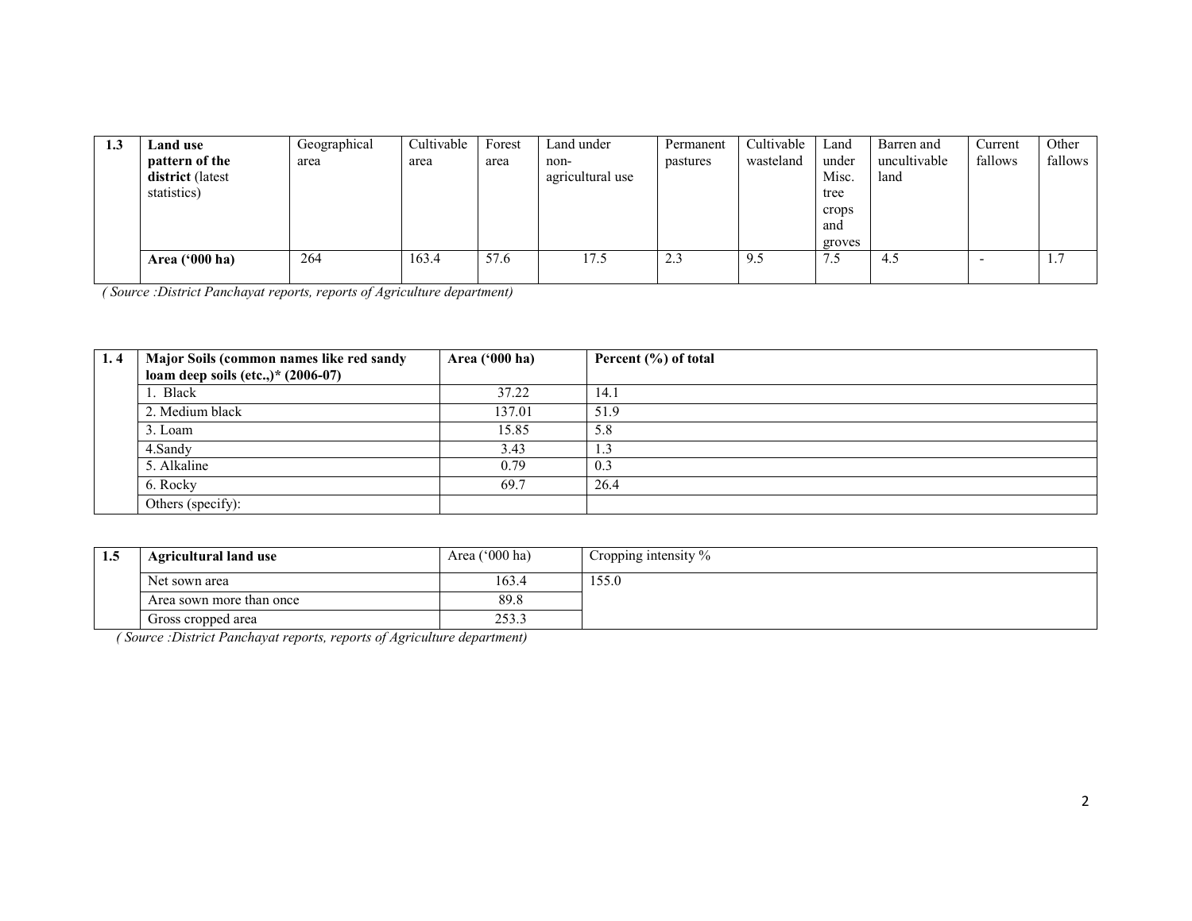| 1.3 | **Land use pattern of the district** (latest statistics) | Geographical area | Cultivable area | Forest area | Land under non-agricultural use | Permanent pastures | Cultivable wasteland | Land under Misc. tree crops and groves | Barren and uncultivable land | Current fallows | Other fallows |
|---|---|---|---|---|---|---|---|---|---|---|---|
| | **Area ('000 ha)** | 264 | 163.4 | 57.6 | 17.5 | 2.3 | 9.5 | 7.5 | 4.5 | - | 1.7 |

*( Source :District Panchayat reports, reports of Agriculture department)*

| 1. 4 | **Major Soils (common names like red sandy loam deep soils (etc.,)* (2006-07)** | **Area ('000 ha)** | **Percent (%) of total** |
|---|---|---|---|
| | 1. Black | 37.22 | 14.1 |
| | 2. Medium black | 137.01 | 51.9 |
| | 3. Loam | 15.85 | 5.8 |
| | 4.Sandy | 3.43 | 1.3 |
| | 5. Alkaline | 0.79 | 0.3 |
| | 6. Rocky | 69.7 | 26.4 |
| | Others (specify): | | |

| 1.5 | **Agricultural land use** | Area ('000 ha) | Cropping intensity % |
|---|---|---|---|
| | Net sown area | 163.4 | 155.0 |
| | Area sown more than once | 89.8 | |
| | Gross cropped area | 253.3 | |

*( Source :District Panchayat reports, reports of Agriculture department)*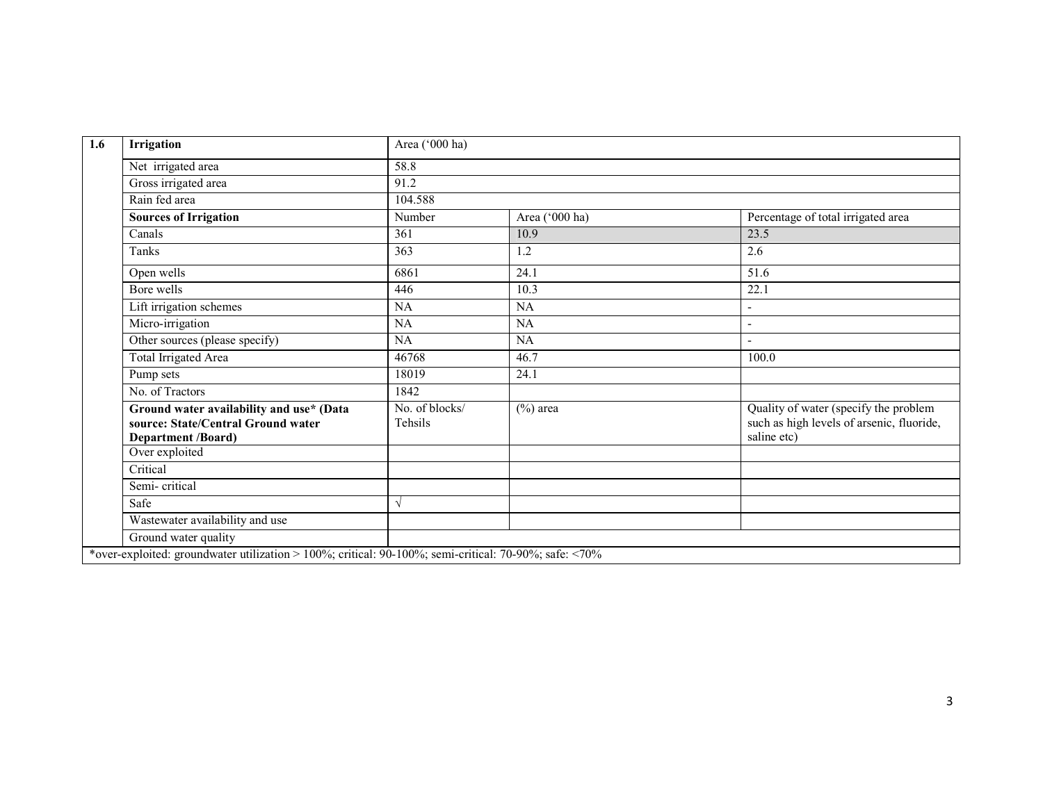| 1.6 | Irrigation | Area ('000 ha) | | |
|---|---|---|---|---|
| | Net irrigated area | 58.8 | | |
| | Gross irrigated area | 91.2 | | |
| | Rain fed area | 104.588 | | |
| | **Sources of Irrigation** | Number | Area ('000 ha) | Percentage of total irrigated area |
| | Canals | 361 | 10.9 | 23.5 |
| | Tanks | 363 | 1.2 | 2.6 |
| | Open wells | 6861 | 24.1 | 51.6 |
| | Bore wells | 446 | 10.3 | 22.1 |
| | Lift irrigation schemes | NA | NA | - |
| | Micro-irrigation | NA | NA | - |
| | Other sources (please specify) | NA | NA | - |
| | Total Irrigated Area | 46768 | 46.7 | 100.0 |
| | Pump sets | 18019 | 24.1 | |
| | No. of Tractors | 1842 | | |
| | **Ground water availability and use* (Data source: State/Central Ground water Department /Board)** | No. of blocks/ Tehsils | (%) area | Quality of water (specify the problem such as high levels of arsenic, fluoride, saline etc) |
| | Over exploited | | | |
| | Critical | | | |
| | Semi- critical | | | |
| | Safe | √ | | |
| | Wastewater availability and use | | | |
| | Ground water quality | | | |

*over-exploited: groundwater utilization > 100%; critical: 90-100%; semi-critical: 70-90%; safe: <70%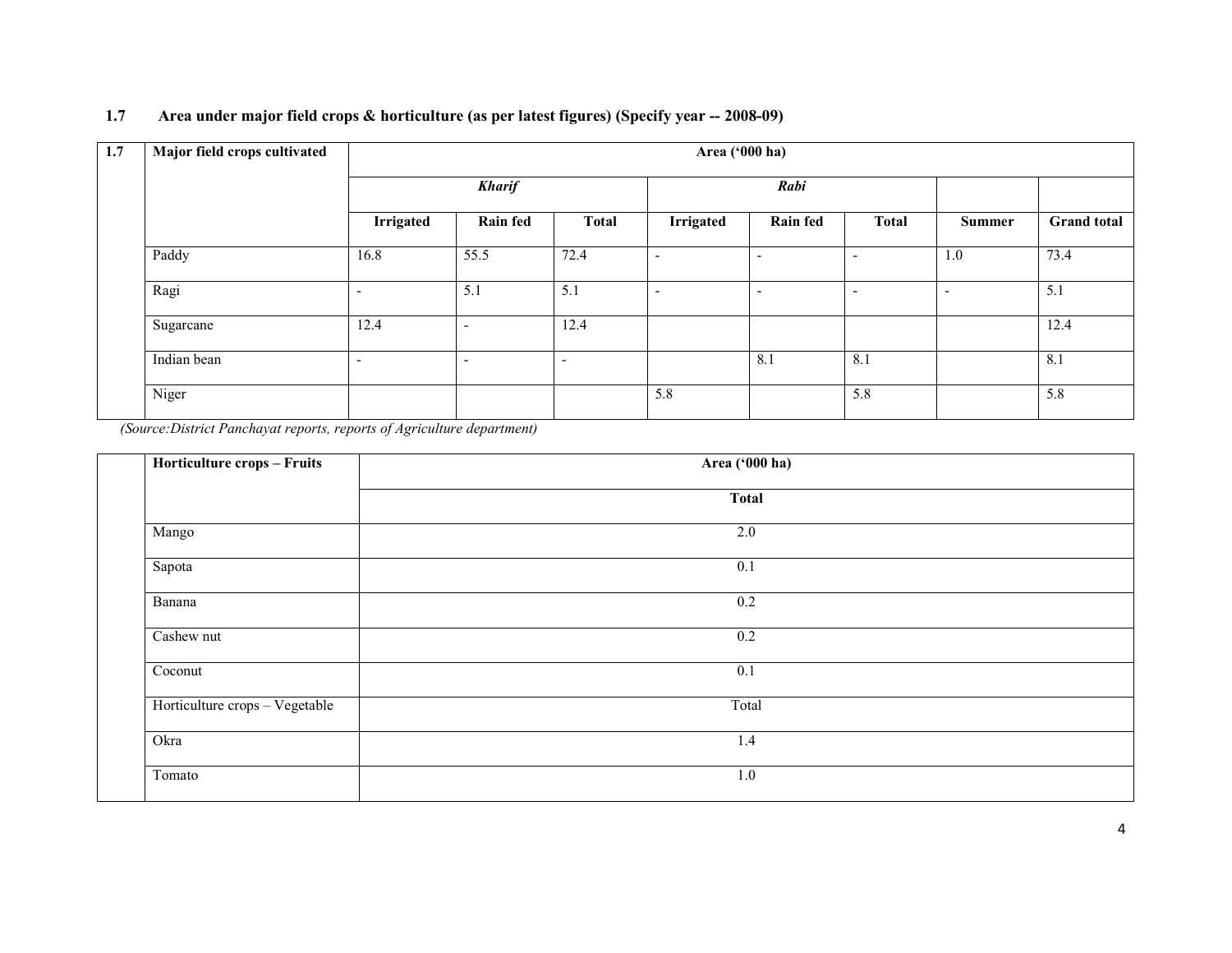### 1.7 Area under major field crops & horticulture (as per latest figures) (Specify year -- 2008-09)

| 1.7 | Major field crops cultivated | Area ('000 ha) | | | | | | | |
|---|---|---|---|---|---|---|---|---|---|
| | | *Kharif* | | | *Rabi* | | | | |
| | | Irrigated | Rain fed | Total | Irrigated | Rain fed | Total | Summer | Grand total |
| | Paddy | 16.8 | 55.5 | 72.4 | - | - | - | 1.0 | 73.4 |
| | Ragi | - | 5.1 | 5.1 | - | - | - | - | 5.1 |
| | Sugarcane | 12.4 | - | 12.4 | | | | | 12.4 |
| | Indian bean | - | - | - | | 8.1 | 8.1 | | 8.1 |
| | Niger | | | | 5.8 | | 5.8 | | 5.8 |

*(Source:District Panchayat reports, reports of Agriculture department)*

| | Horticulture crops – Fruits | Area ('000 ha) |
|---|---|---|
| | | **Total** |
| | Mango | 2.0 |
| | Sapota | 0.1 |
| | Banana | 0.2 |
| | Cashew nut | 0.2 |
| | Coconut | 0.1 |
| | Horticulture crops – Vegetable | Total |
| | Okra | 1.4 |
| | Tomato | 1.0 |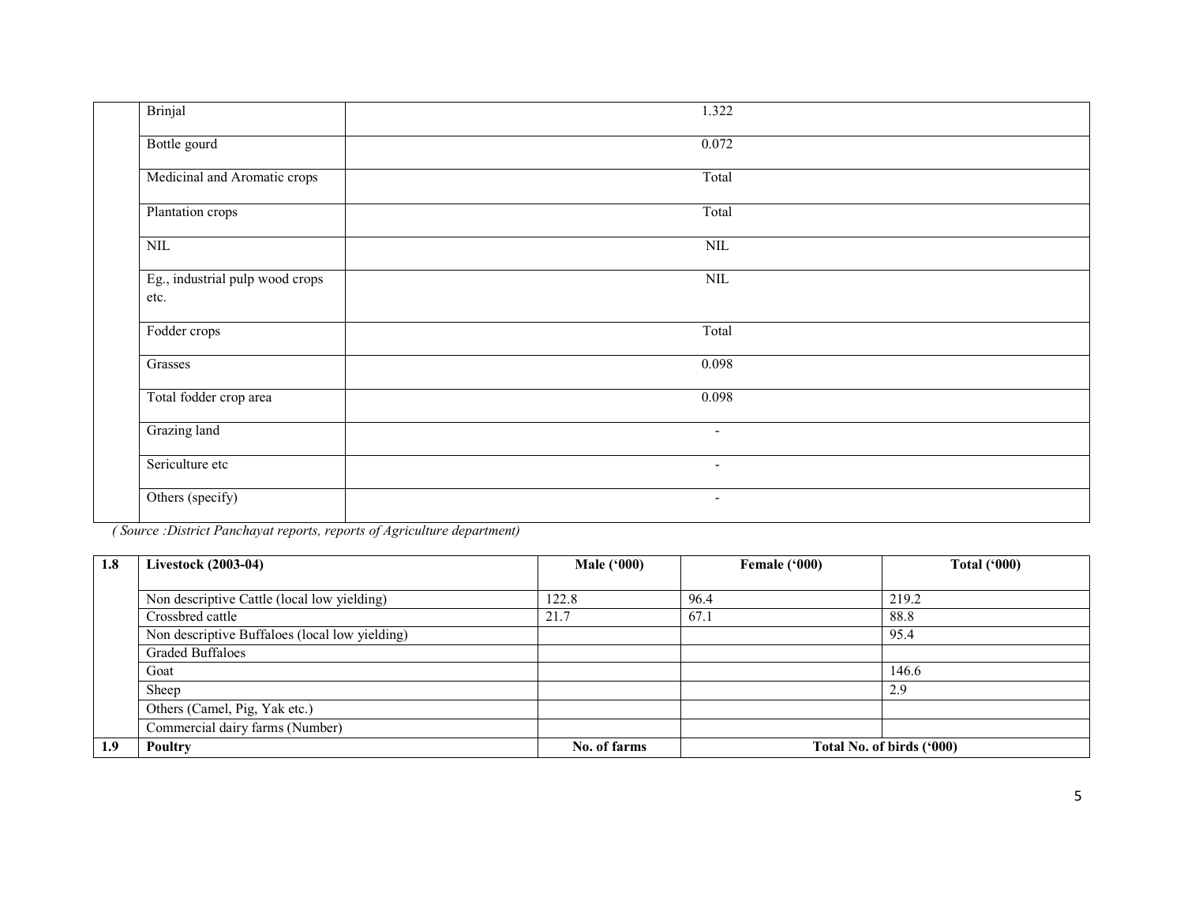|  |  |  |
|---|---|---|
|  | Brinjal | 1.322 |
|  | Bottle gourd | 0.072 |
|  | Medicinal and Aromatic crops | Total |
|  | Plantation crops | Total |
|  | NIL | NIL |
|  | Eg., industrial pulp wood crops etc. | NIL |
|  | Fodder crops | Total |
|  | Grasses | 0.098 |
|  | Total fodder crop area | 0.098 |
|  | Grazing land | - |
|  | Sericulture etc | - |
|  | Others (specify) | - |

*( Source :District Panchayat reports, reports of Agriculture department)*

| 1.8 | Livestock (2003-04) | Male ('000) | Female ('000) | Total ('000) |
|---|---|---|---|---|
|  | Non descriptive Cattle (local low yielding) | 122.8 | 96.4 | 219.2 |
|  | Crossbred cattle | 21.7 | 67.1 | 88.8 |
|  | Non descriptive Buffaloes (local low yielding) |  |  | 95.4 |
|  | Graded Buffaloes |  |  |  |
|  | Goat |  |  | 146.6 |
|  | Sheep |  |  | 2.9 |
|  | Others (Camel, Pig, Yak etc.) |  |  |  |
|  | Commercial dairy farms (Number) |  |  |  |
| **1.9** | **Poultry** | **No. of farms** | **Total No. of birds ('000)** |  |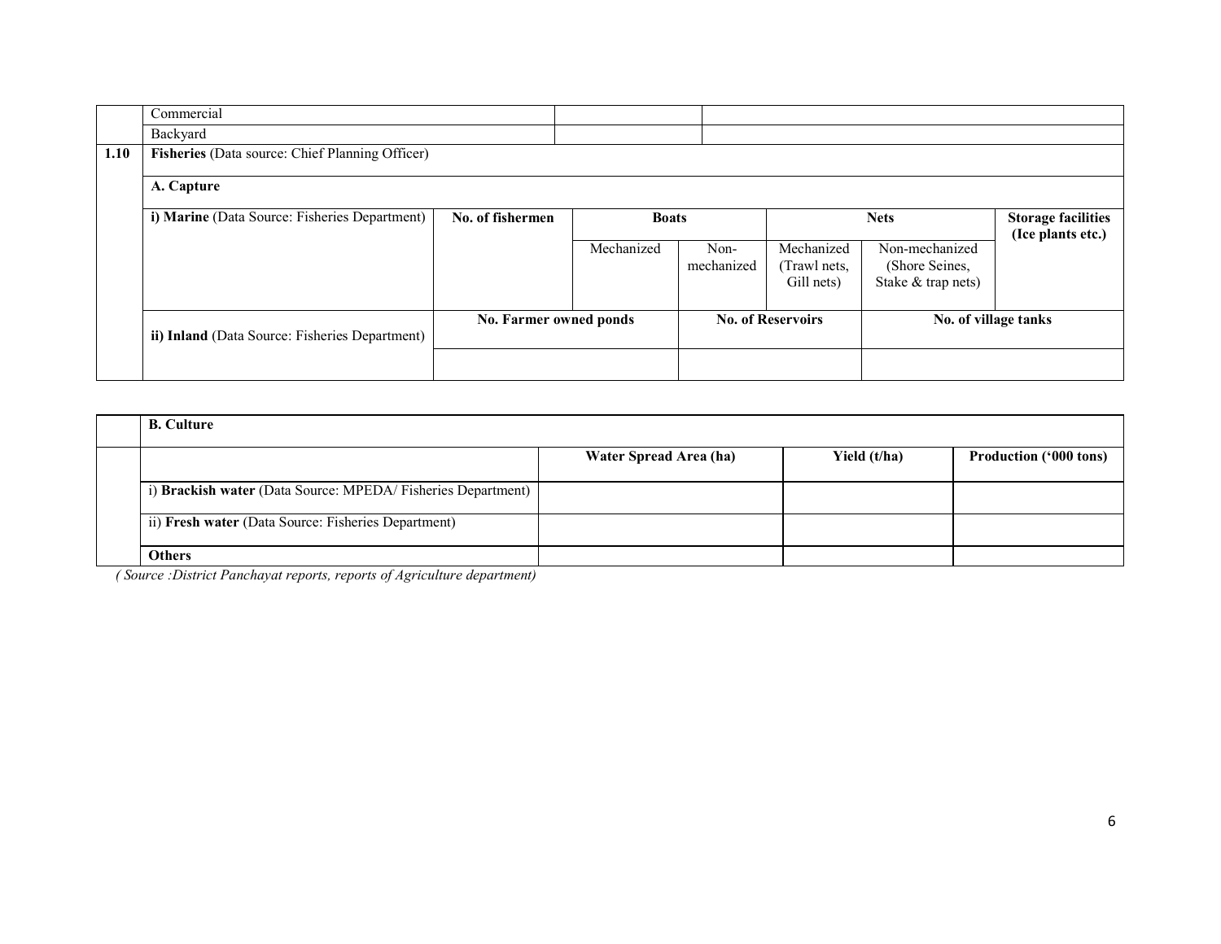| | Commercial | | |
|---|---|---|---|
| | Backyard | | |

| 1.10 | **Fisheries** (Data source: Chief Planning Officer) | | | | | | |
|---|---|---|---|---|---|---|---|
| | **A. Capture** | | | | | | |
| | **i) Marine** (Data Source: Fisheries Department) | **No. of fishermen** | **Boats** | | **Nets** | | **Storage facilities (Ice plants etc.)** |
| | | | Mechanized | Non-mechanized | Mechanized (Trawl nets, Gill nets) | Non-mechanized (Shore Seines, Stake & trap nets) | |
| | **ii) Inland** (Data Source: Fisheries Department) | **No. Farmer owned ponds** | | **No. of Reservoirs** | | **No. of village tanks** | |
| | | | | | | | |

| | **B. Culture** | | | |
|---|---|---|---|---|
| | | **Water Spread Area (ha)** | **Yield (t/ha)** | **Production ('000 tons)** |
| | i) **Brackish water** (Data Source: MPEDA/ Fisheries Department) | | | |
| | ii) **Fresh water** (Data Source: Fisheries Department) | | | |
| | **Others** | | | |

*( Source :District Panchayat reports, reports of Agriculture department)*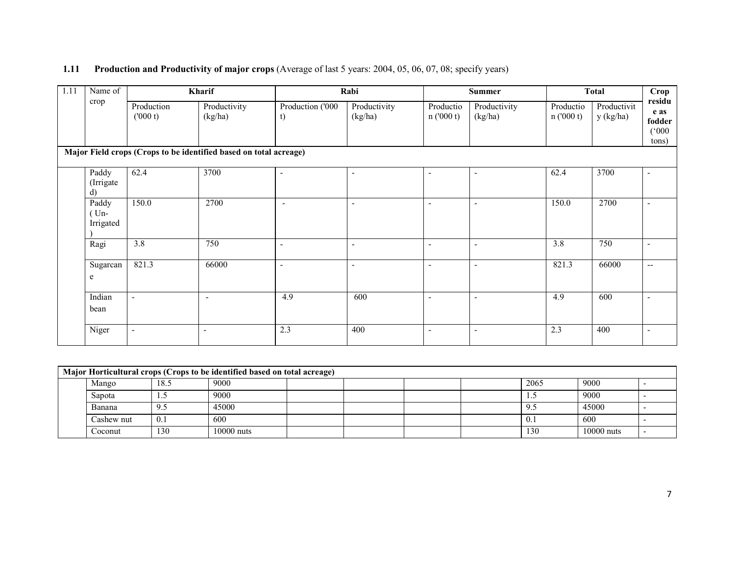### 1.11 Production and Productivity of major crops (Average of last 5 years: 2004, 05, 06, 07, 08; specify years)

| 1.11 | Name of crop | Kharif | | Rabi | | Summer | | Total | | Crop residue as fodder ('000 tons) |
|---|---|---|---|---|---|---|---|---|---|---|
| | | Production ('000 t) | Productivity (kg/ha) | Production ('000 t) | Productivity (kg/ha) | Production ('000 t) | Productivity (kg/ha) | Production ('000 t) | Productivity (kg/ha) | |
| **Major Field crops (Crops to be identified based on total acreage)** | | | | | | | | | | |
| | Paddy (Irrigated) | 62.4 | 3700 | - | - | - | - | 62.4 | 3700 | - |
| | Paddy ( Un-Irrigated ) | 150.0 | 2700 | - | - | - | - | 150.0 | 2700 | - |
| | Ragi | 3.8 | 750 | - | - | - | - | 3.8 | 750 | - |
| | Sugarcane | 821.3 | 66000 | - | - | - | - | 821.3 | 66000 | -- |
| | Indian bean | - | - | 4.9 | 600 | - | - | 4.9 | 600 | - |
| | Niger | - | - | 2.3 | 400 | - | - | 2.3 | 400 | - |
| **Major Horticultural crops (Crops to be identified based on total acreage)** | | | | | | | | | | |
| | Mango | 18.5 | 9000 | | | | | 2065 | 9000 | - |
| | Sapota | 1.5 | 9000 | | | | | 1.5 | 9000 | - |
| | Banana | 9.5 | 45000 | | | | | 9.5 | 45000 | - |
| | Cashew nut | 0.1 | 600 | | | | | 0.1 | 600 | - |
| | Coconut | 130 | 10000 nuts | | | | | 130 | 10000 nuts | - |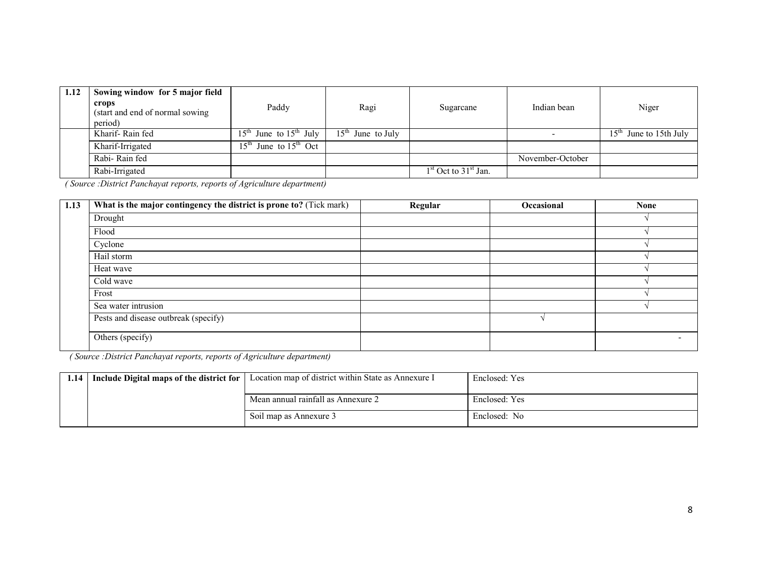| 1.12 | Sowing window for 5 major field crops (start and end of normal sowing period) | Paddy | Ragi | Sugarcane | Indian bean | Niger |
|---|---|---|---|---|---|---|
| | Kharif- Rain fed | 15th June to 15th July | 15th June to July | | - | 15th June to 15th July |
| | Kharif-Irrigated | 15th June to 15th Oct | | | | |
| | Rabi- Rain fed | | | | November-October | |
| | Rabi-Irrigated | | | 1st Oct to 31st Jan. | | |

*( Source :District Panchayat reports, reports of Agriculture department)*

| 1.13 | **What is the major contingency the district is prone to?** (Tick mark) | **Regular** | **Occasional** | **None** |
|---|---|---|---|---|
| | Drought | | | √ |
| | Flood | | | √ |
| | Cyclone | | | √ |
| | Hail storm | | | √ |
| | Heat wave | | | √ |
| | Cold wave | | | √ |
| | Frost | | | √ |
| | Sea water intrusion | | | √ |
| | Pests and disease outbreak (specify) | | √ | |
| | Others (specify) | | | - |

*( Source :District Panchayat reports, reports of Agriculture department)*

| 1.14 | **Include Digital maps of the district for** | Location map of district within State as Annexure I | Enclosed: Yes |
|---|---|---|---|
| | | Mean annual rainfall as Annexure 2 | Enclosed: Yes |
| | | Soil map as Annexure 3 | Enclosed: No |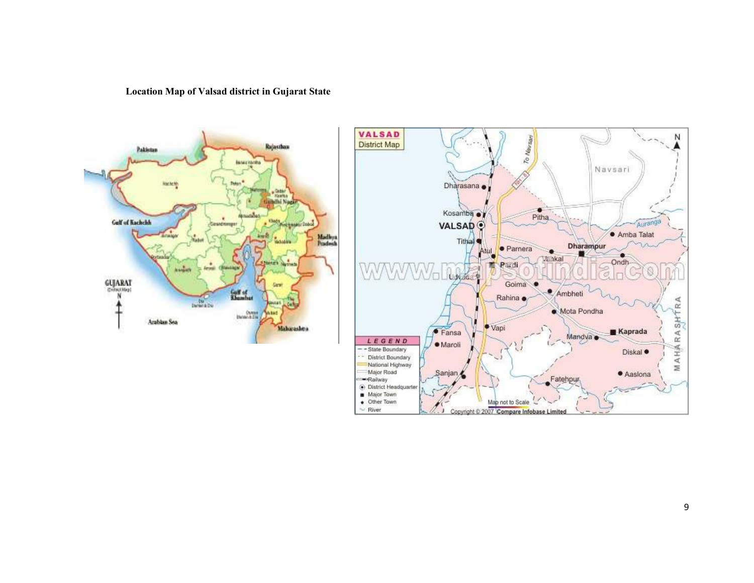**Location Map of Valsad district in Gujarat State**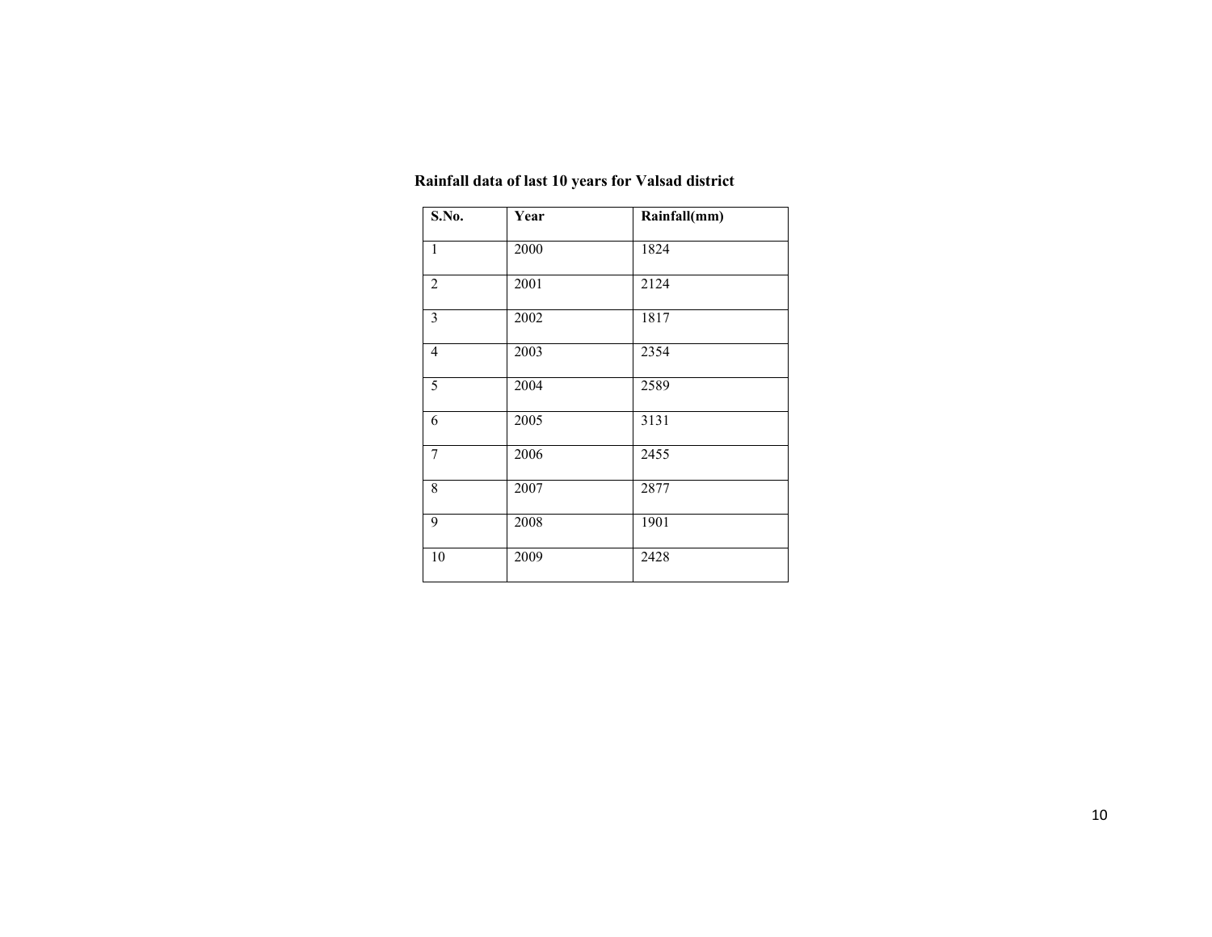**Rainfall data of last 10 years for Valsad district**

| S.No. | Year | Rainfall(mm) |
| --- | --- | --- |
| 1 | 2000 | 1824 |
| 2 | 2001 | 2124 |
| 3 | 2002 | 1817 |
| 4 | 2003 | 2354 |
| 5 | 2004 | 2589 |
| 6 | 2005 | 3131 |
| 7 | 2006 | 2455 |
| 8 | 2007 | 2877 |
| 9 | 2008 | 1901 |
| 10 | 2009 | 2428 |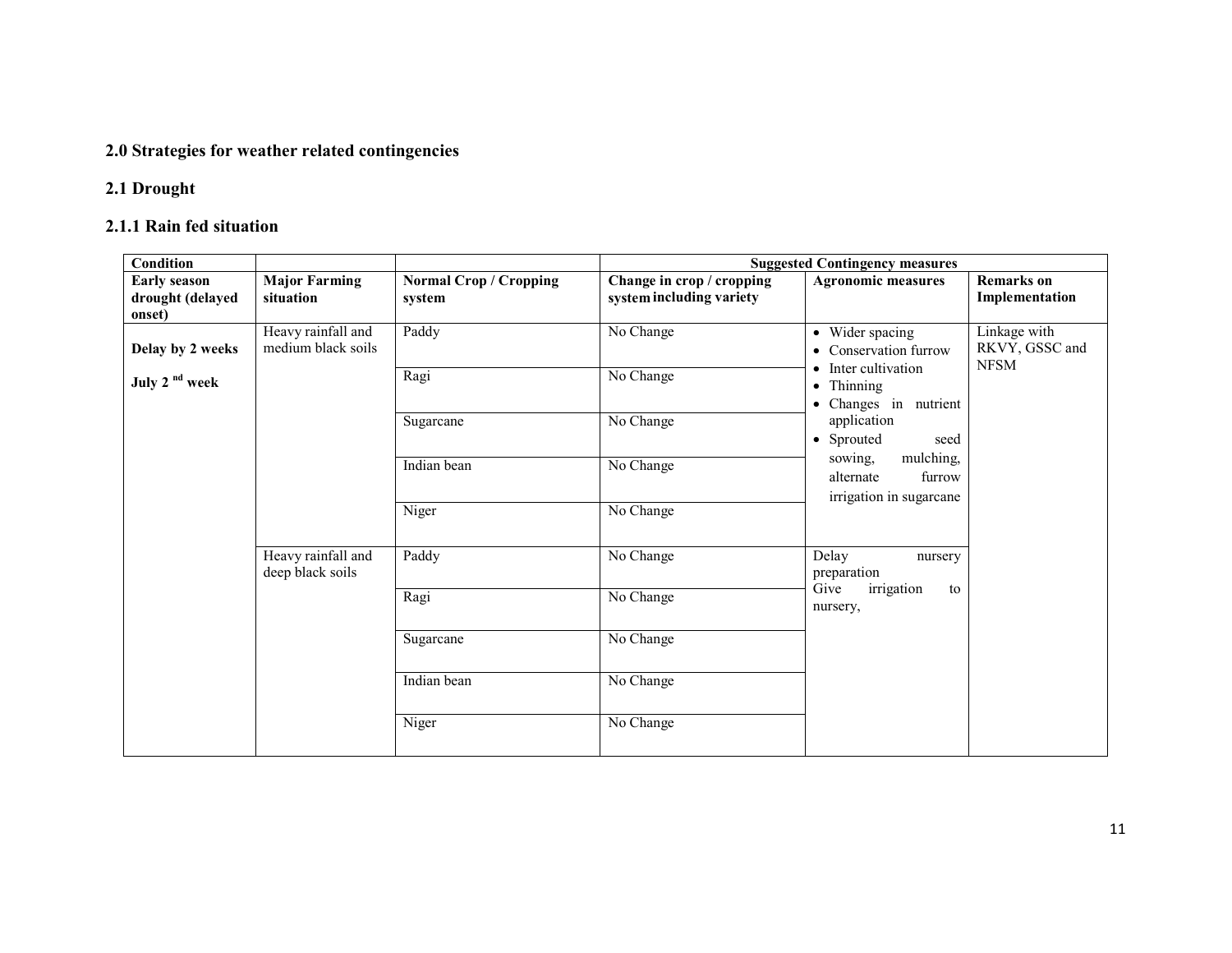## 2.0 Strategies for weather related contingencies

### 2.1 Drought

#### 2.1.1 Rain fed situation

| Condition | | | Suggested Contingency measures | | |
|---|---|---|---|---|---|
| **Early season drought (delayed onset)** | **Major Farming situation** | **Normal Crop / Cropping system** | **Change in crop / cropping system including variety** | **Agronomic measures** | **Remarks on Implementation** |
| **Delay by 2 weeks**<br><br>**July 2 nd week** | Heavy rainfall and medium black soils | Paddy | No Change | • Wider spacing<br>• Conservation furrow<br>• Inter cultivation<br>• Thinning<br>• Changes in nutrient application<br>• Sprouted seed sowing, mulching, alternate furrow irrigation in sugarcane | Linkage with RKVY, GSSC and NFSM |
| | | Ragi | No Change | | |
| | | Sugarcane | No Change | | |
| | | Indian bean | No Change | | |
| | | Niger | No Change | | |
| | Heavy rainfall and deep black soils | Paddy | No Change | Delay nursery preparation<br>Give irrigation to nursery, | |
| | | Ragi | No Change | | |
| | | Sugarcane | No Change | | |
| | | Indian bean | No Change | | |
| | | Niger | No Change | | |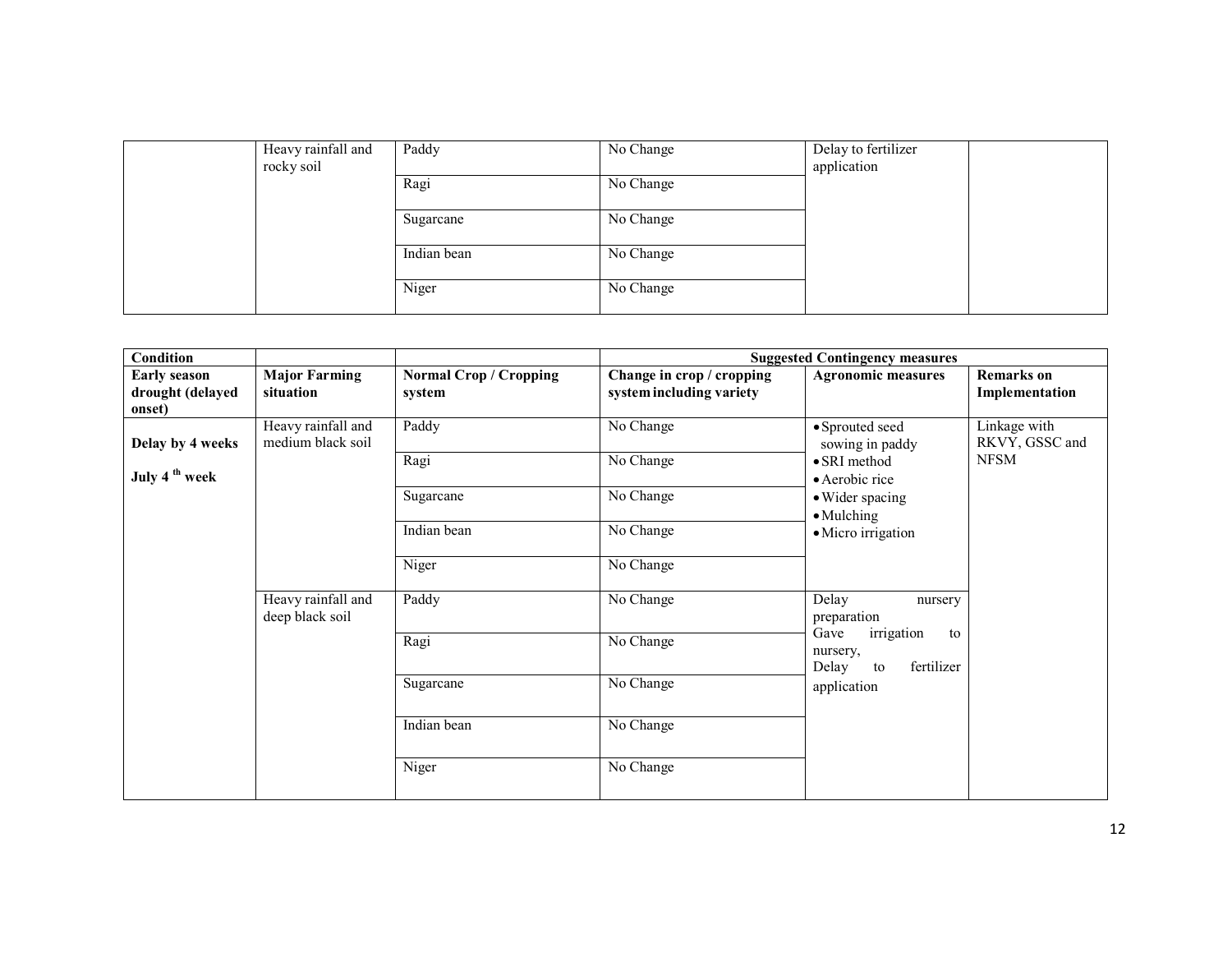| | Heavy rainfall and rocky soil | Paddy | No Change | Delay to fertilizer application | |
|---|---|---|---|---|---|
| | | Ragi | No Change | | |
| | | Sugarcane | No Change | | |
| | | Indian bean | No Change | | |
| | | Niger | No Change | | |

| Condition | | | Suggested Contingency measures | | |
|---|---|---|---|---|---|
| **Early season drought (delayed onset)** | **Major Farming situation** | **Normal Crop / Cropping system** | **Change in crop / cropping system including variety** | **Agronomic measures** | **Remarks on Implementation** |
| **Delay by 4 weeks**<br>**July 4 th week** | Heavy rainfall and medium black soil | Paddy | No Change | • Sprouted seed sowing in paddy<br>• SRI method<br>• Aerobic rice<br>• Wider spacing<br>• Mulching<br>• Micro irrigation | Linkage with RKVY, GSSC and NFSM |
| | | Ragi | No Change | | |
| | | Sugarcane | No Change | | |
| | | Indian bean | No Change | | |
| | | Niger | No Change | | |
| | Heavy rainfall and deep black soil | Paddy | No Change | Delay nursery preparation<br>Gave irrigation to nursery,<br>Delay to fertilizer application | |
| | | Ragi | No Change | | |
| | | Sugarcane | No Change | | |
| | | Indian bean | No Change | | |
| | | Niger | No Change | | |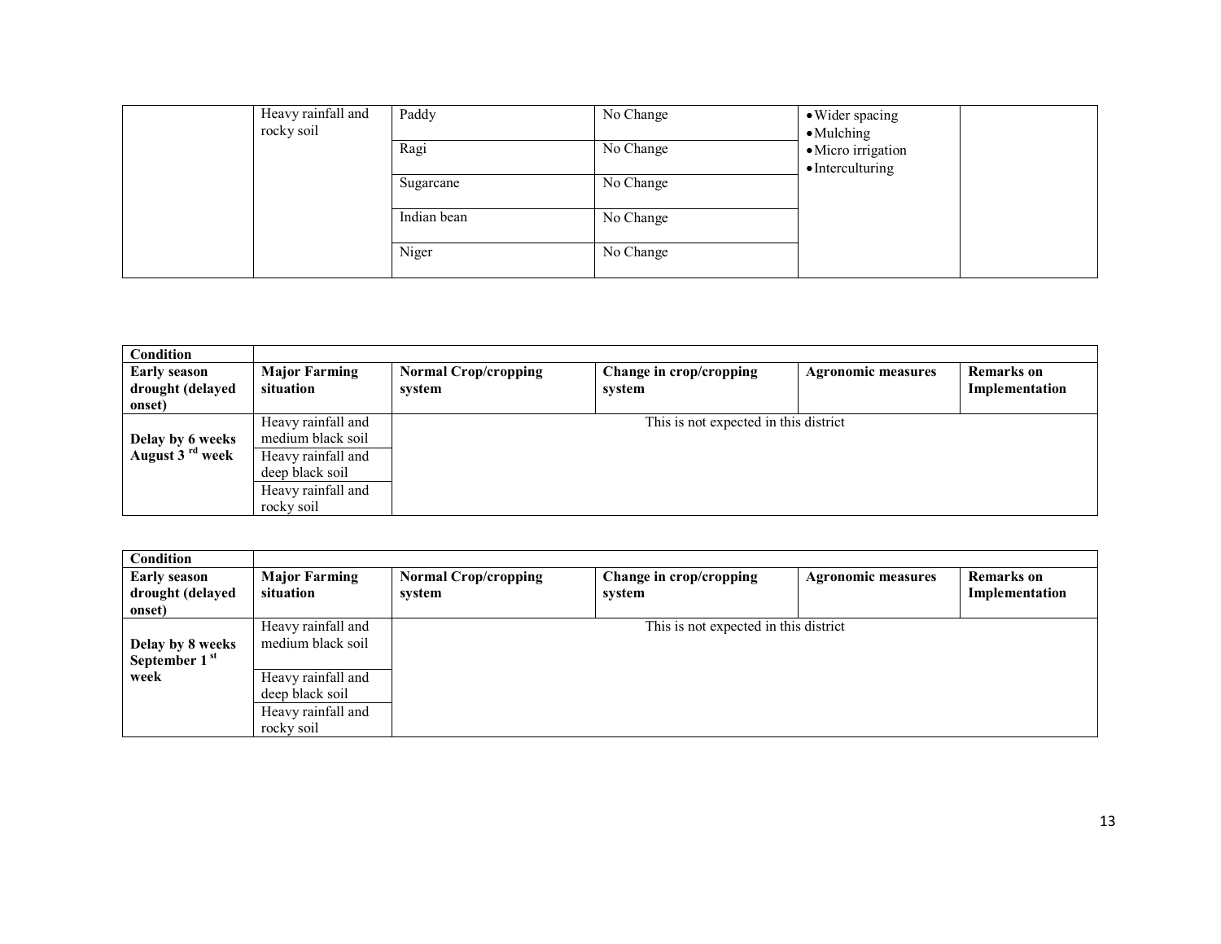| | | | | | |
|---|---|---|---|---|---|
| | Heavy rainfall and rocky soil | Paddy | No Change | • Wider spacing<br>• Mulching<br>• Micro irrigation<br>• Interculturing | |
| | | Ragi | No Change | | |
| | | Sugarcane | No Change | | |
| | | Indian bean | No Change | | |
| | | Niger | No Change | | |

| Condition | | | | | |
|---|---|---|---|---|---|
| **Early season drought (delayed onset)** | **Major Farming situation** | **Normal Crop/cropping system** | **Change in crop/cropping system** | **Agronomic measures** | **Remarks on Implementation** |
| **Delay by 6 weeks August 3 rd week** | Heavy rainfall and medium black soil | This is not expected in this district | | | |
| | Heavy rainfall and deep black soil | | | | |
| | Heavy rainfall and rocky soil | | | | |

| Condition | | | | | |
|---|---|---|---|---|---|
| **Early season drought (delayed onset)** | **Major Farming situation** | **Normal Crop/cropping system** | **Change in crop/cropping system** | **Agronomic measures** | **Remarks on Implementation** |
| **Delay by 8 weeks September 1 st week** | Heavy rainfall and medium black soil | This is not expected in this district | | | |
| | Heavy rainfall and deep black soil | | | | |
| | Heavy rainfall and rocky soil | | | | |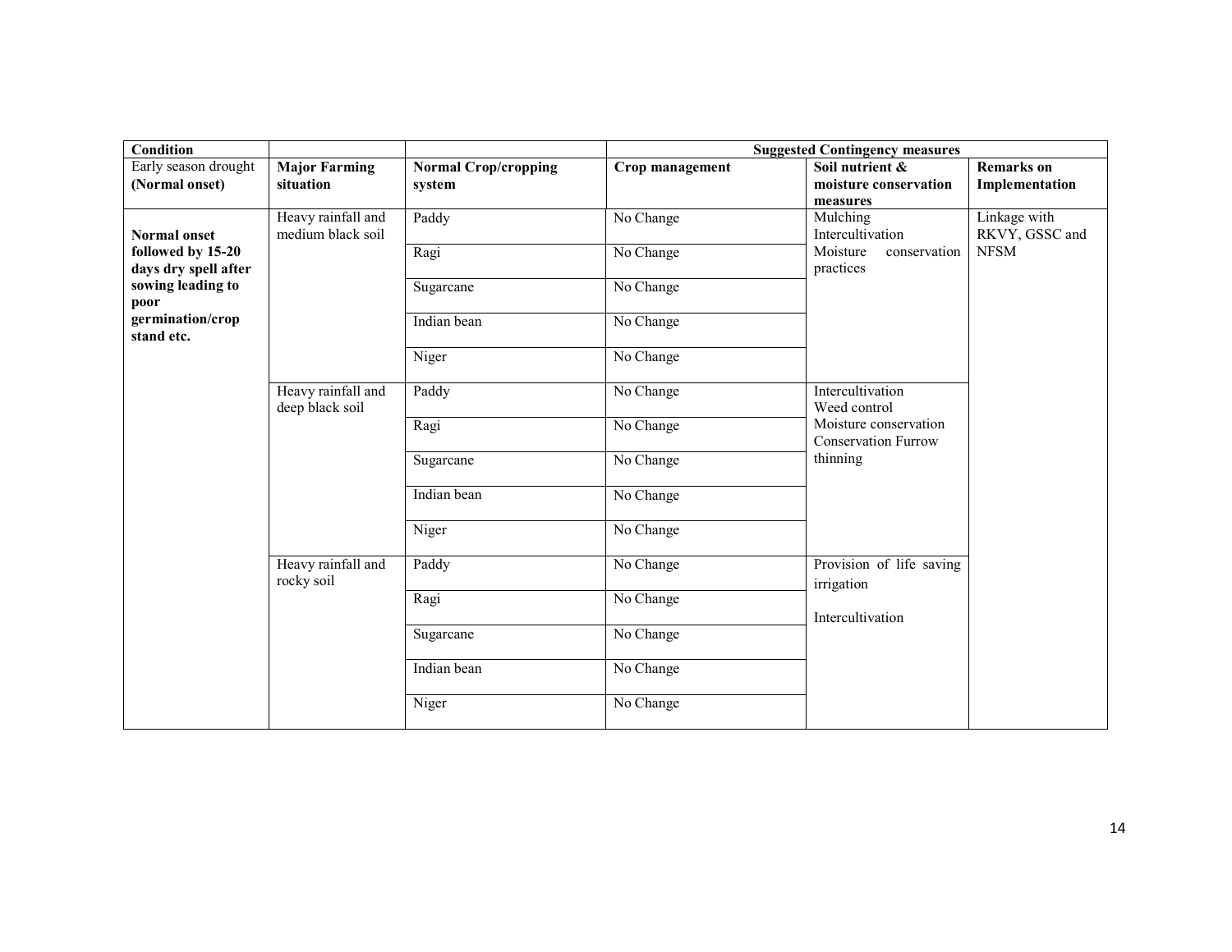| Condition | | | Suggested Contingency measures | | |
|---|---|---|---|---|---|
| Early season drought **(Normal onset)** | **Major Farming situation** | **Normal Crop/cropping system** | **Crop management** | **Soil nutrient & moisture conservation measures** | **Remarks on Implementation** |
| **Normal onset followed by 15-20 days dry spell after sowing leading to poor germination/crop stand etc.** | Heavy rainfall and medium black soil | Paddy | No Change | Mulching Intercultivation Moisture conservation practices | Linkage with RKVY, GSSC and NFSM |
| | | Ragi | No Change | | |
| | | Sugarcane | No Change | | |
| | | Indian bean | No Change | | |
| | | Niger | No Change | | |
| | Heavy rainfall and deep black soil | Paddy | No Change | Intercultivation Weed control Moisture conservation Conservation Furrow thinning | |
| | | Ragi | No Change | | |
| | | Sugarcane | No Change | | |
| | | Indian bean | No Change | | |
| | | Niger | No Change | | |
| | Heavy rainfall and rocky soil | Paddy | No Change | Provision of life saving irrigation<br><br>Intercultivation | |
| | | Ragi | No Change | | |
| | | Sugarcane | No Change | | |
| | | Indian bean | No Change | | |
| | | Niger | No Change | | |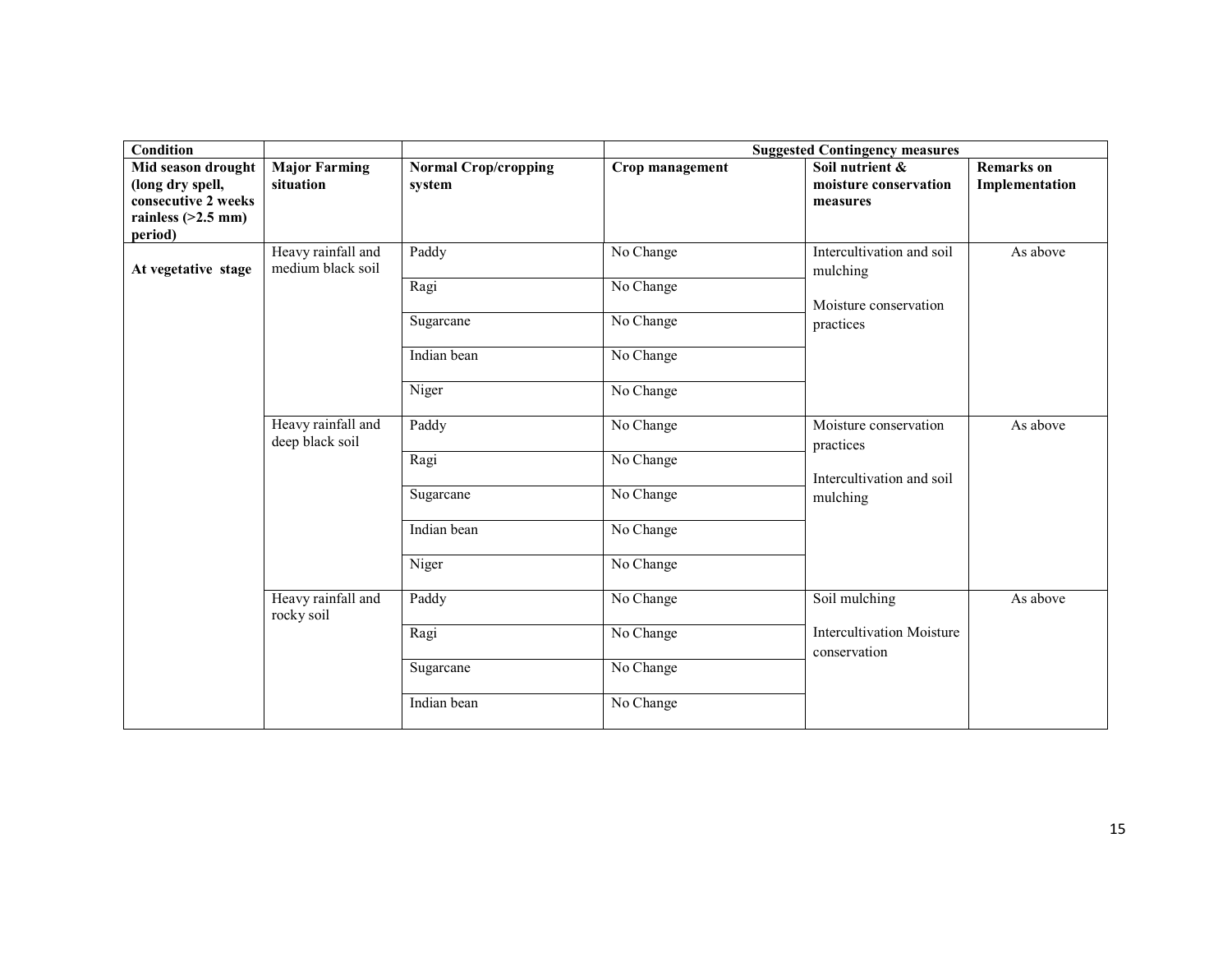| Condition | | | Suggested Contingency measures | | |
|---|---|---|---|---|---|
| **Mid season drought (long dry spell, consecutive 2 weeks rainless (>2.5 mm) period)** | **Major Farming situation** | **Normal Crop/cropping system** | **Crop management** | **Soil nutrient & moisture conservation measures** | **Remarks on Implementation** |
| **At vegetative stage** | Heavy rainfall and medium black soil | Paddy | No Change | Intercultivation and soil mulching<br><br>Moisture conservation practices | As above |
| | | Ragi | No Change | | |
| | | Sugarcane | No Change | | |
| | | Indian bean | No Change | | |
| | | Niger | No Change | | |
| | Heavy rainfall and deep black soil | Paddy | No Change | Moisture conservation practices<br><br>Intercultivation and soil mulching | As above |
| | | Ragi | No Change | | |
| | | Sugarcane | No Change | | |
| | | Indian bean | No Change | | |
| | | Niger | No Change | | |
| | Heavy rainfall and rocky soil | Paddy | No Change | Soil mulching<br><br>Intercultivation Moisture conservation | As above |
| | | Ragi | No Change | | |
| | | Sugarcane | No Change | | |
| | | Indian bean | No Change | | |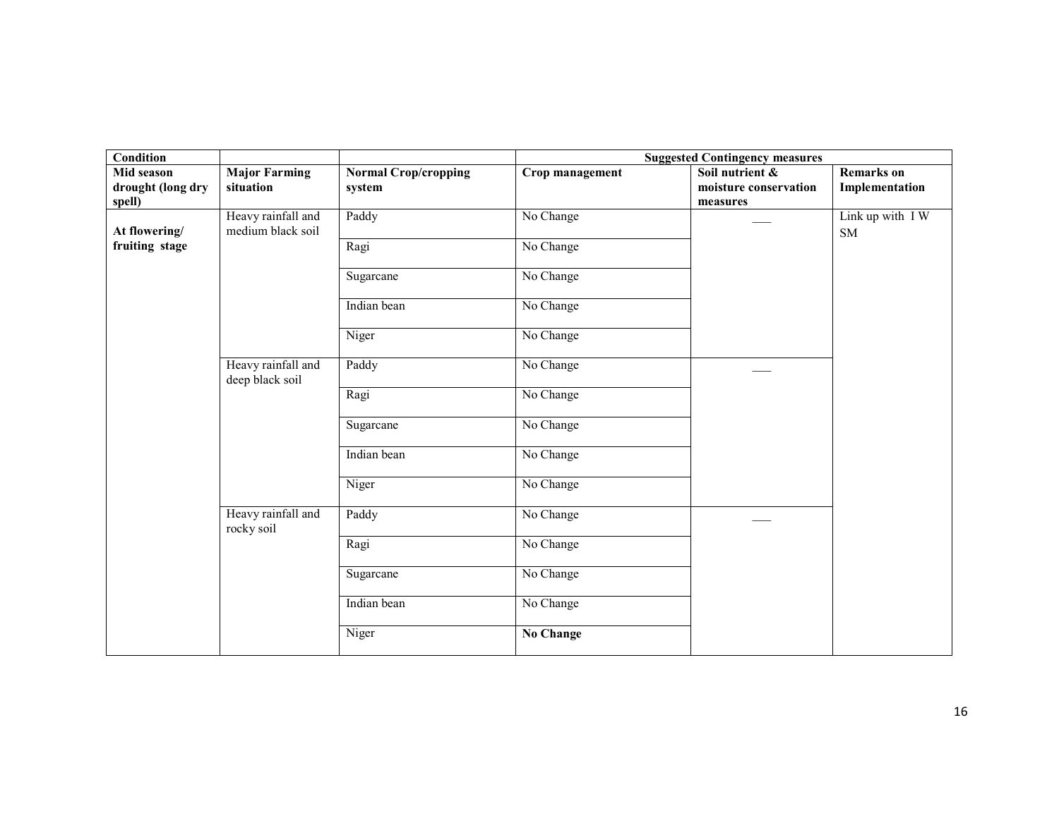| Condition | | | Suggested Contingency measures | | |
|---|---|---|---|---|---|
| **Mid season drought (long dry spell)** | **Major Farming situation** | **Normal Crop/cropping system** | **Crop management** | **Soil nutrient & moisture conservation measures** | **Remarks on Implementation** |
| **At flowering/ fruiting stage** | Heavy rainfall and medium black soil | Paddy | No Change | ___ | Link up with I W SM |
| | | Ragi | No Change | | |
| | | Sugarcane | No Change | | |
| | | Indian bean | No Change | | |
| | | Niger | No Change | | |
| | Heavy rainfall and deep black soil | Paddy | No Change | ___ | |
| | | Ragi | No Change | | |
| | | Sugarcane | No Change | | |
| | | Indian bean | No Change | | |
| | | Niger | No Change | | |
| | Heavy rainfall and rocky soil | Paddy | No Change | ___ | |
| | | Ragi | No Change | | |
| | | Sugarcane | No Change | | |
| | | Indian bean | No Change | | |
| | | Niger | **No Change** | | |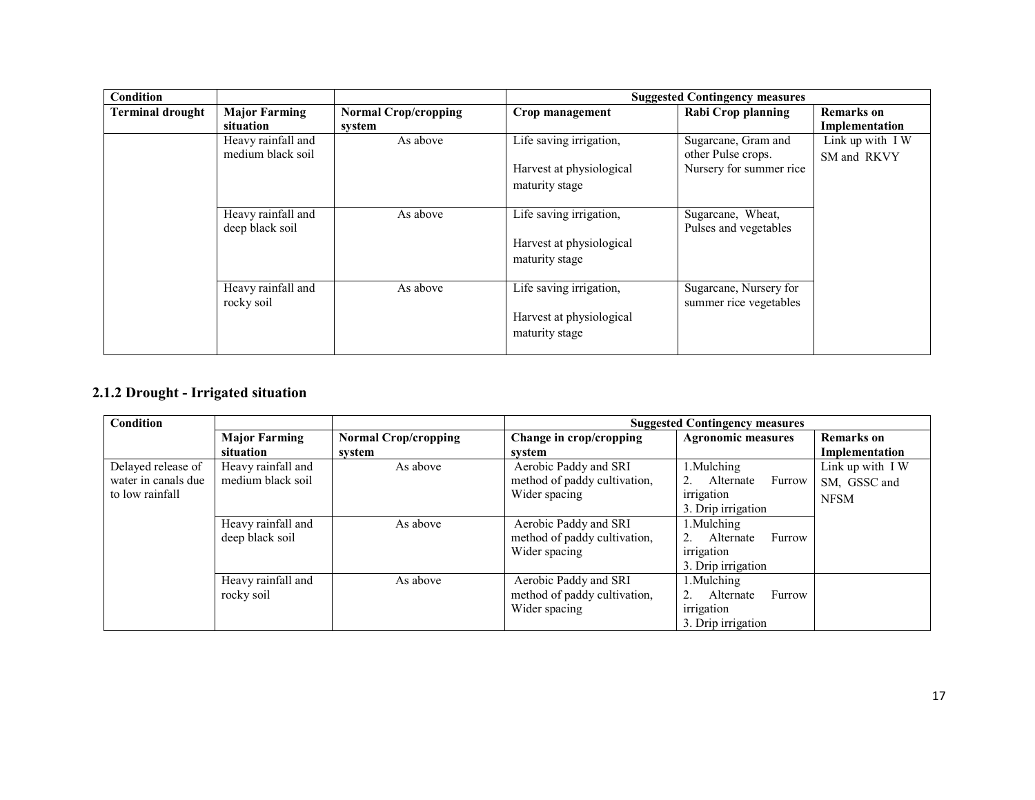| Condition | | | Suggested Contingency measures | | |
|---|---|---|---|---|---|
| **Terminal drought** | **Major Farming situation** | **Normal Crop/cropping system** | **Crop management** | **Rabi Crop planning** | **Remarks on Implementation** |
| | Heavy rainfall and medium black soil | As above | Life saving irrigation, Harvest at physiological maturity stage | Sugarcane, Gram and other Pulse crops. Nursery for summer rice | Link up with I W SM and RKVY |
| | Heavy rainfall and deep black soil | As above | Life saving irrigation, Harvest at physiological maturity stage | Sugarcane, Wheat, Pulses and vegetables | |
| | Heavy rainfall and rocky soil | As above | Life saving irrigation, Harvest at physiological maturity stage | Sugarcane, Nursery for summer rice vegetables | |

## 2.1.2 Drought - Irrigated situation

| Condition | | | Suggested Contingency measures | | |
|---|---|---|---|---|---|
| | **Major Farming situation** | **Normal Crop/cropping system** | **Change in crop/cropping system** | **Agronomic measures** | **Remarks on Implementation** |
| Delayed release of water in canals due to low rainfall | Heavy rainfall and medium black soil | As above | Aerobic Paddy and SRI method of paddy cultivation, Wider spacing | 1.Mulching 2. Alternate Furrow irrigation 3. Drip irrigation | Link up with I W SM, GSSC and NFSM |
| | Heavy rainfall and deep black soil | As above | Aerobic Paddy and SRI method of paddy cultivation, Wider spacing | 1.Mulching 2. Alternate Furrow irrigation 3. Drip irrigation | |
| | Heavy rainfall and rocky soil | As above | Aerobic Paddy and SRI method of paddy cultivation, Wider spacing | 1.Mulching 2. Alternate Furrow irrigation 3. Drip irrigation | |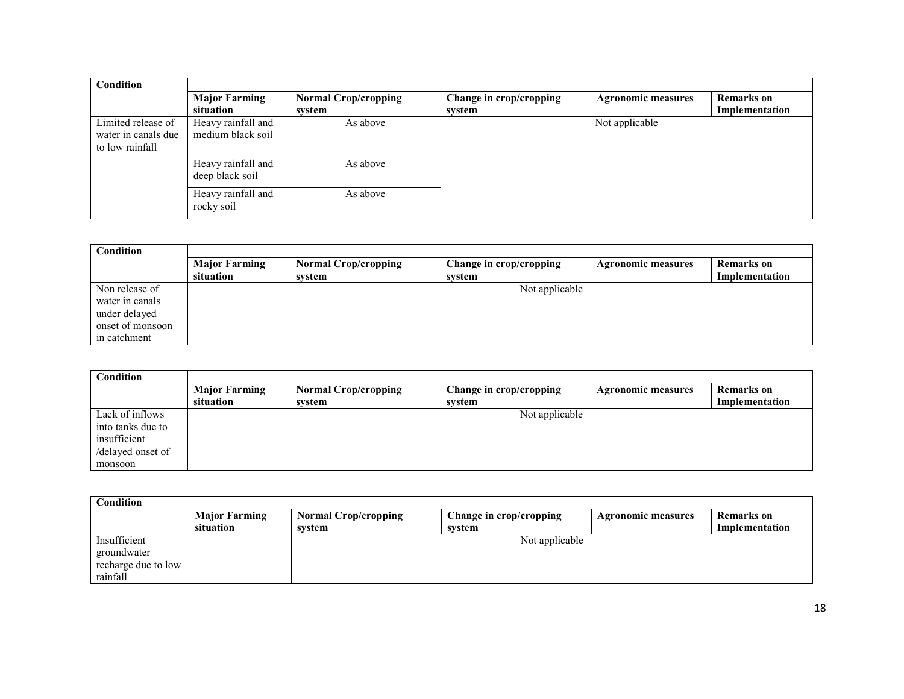| Condition | | | | | |
|---|---|---|---|---|---|
| | Major Farming situation | Normal Crop/cropping system | Change in crop/cropping system | Agronomic measures | Remarks on Implementation |
| Limited release of water in canals due to low rainfall | Heavy rainfall and medium black soil | As above | Not applicable | | |
| | Heavy rainfall and deep black soil | As above | | | |
| | Heavy rainfall and rocky soil | As above | | | |

| Condition | | | | | |
|---|---|---|---|---|---|
| | Major Farming situation | Normal Crop/cropping system | Change in crop/cropping system | Agronomic measures | Remarks on Implementation |
| Non release of water in canals under delayed onset of monsoon in catchment | | Not applicable | | | |

| Condition | | | | | |
|---|---|---|---|---|---|
| | Major Farming situation | Normal Crop/cropping system | Change in crop/cropping system | Agronomic measures | Remarks on Implementation |
| Lack of inflows into tanks due to insufficient /delayed onset of monsoon | | Not applicable | | | |

| Condition | | | | | |
|---|---|---|---|---|---|
| | Major Farming situation | Normal Crop/cropping system | Change in crop/cropping system | Agronomic measures | Remarks on Implementation |
| Insufficient groundwater recharge due to low rainfall | | Not applicable | | | |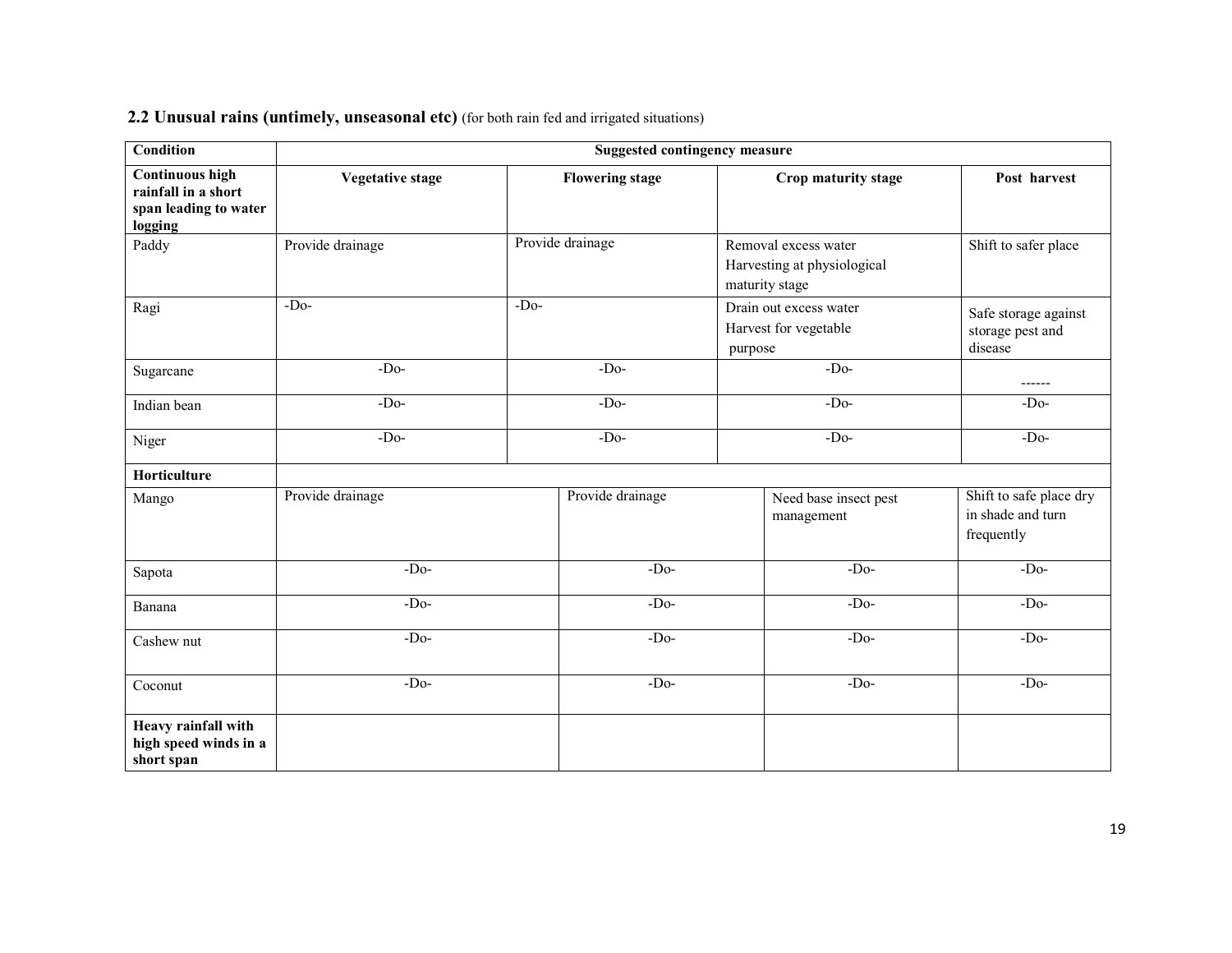### 2.2 Unusual rains (untimely, unseasonal etc) (for both rain fed and irrigated situations)

| Condition | Suggested contingency measure | | | |
|---|---|---|---|---|
| **Continuous high rainfall in a short span leading to water logging** | **Vegetative stage** | **Flowering stage** | **Crop maturity stage** | **Post harvest** |
| Paddy | Provide drainage | Provide drainage | Removal excess water<br>Harvesting at physiological maturity stage | Shift to safer place |
| Ragi | -Do- | -Do- | Drain out excess water<br>Harvest for vegetable purpose | Safe storage against storage pest and disease |
| Sugarcane | -Do- | -Do- | -Do- | ------ |
| Indian bean | -Do- | -Do- | -Do- | -Do- |
| Niger | -Do- | -Do- | -Do- | -Do- |
| **Horticulture** | | | | |
| Mango | Provide drainage | Provide drainage | Need base insect pest management | Shift to safe place dry in shade and turn frequently |
| Sapota | -Do- | -Do- | -Do- | -Do- |
| Banana | -Do- | -Do- | -Do- | -Do- |
| Cashew nut | -Do- | -Do- | -Do- | -Do- |
| Coconut | -Do- | -Do- | -Do- | -Do- |
| **Heavy rainfall with high speed winds in a short span** | | | | |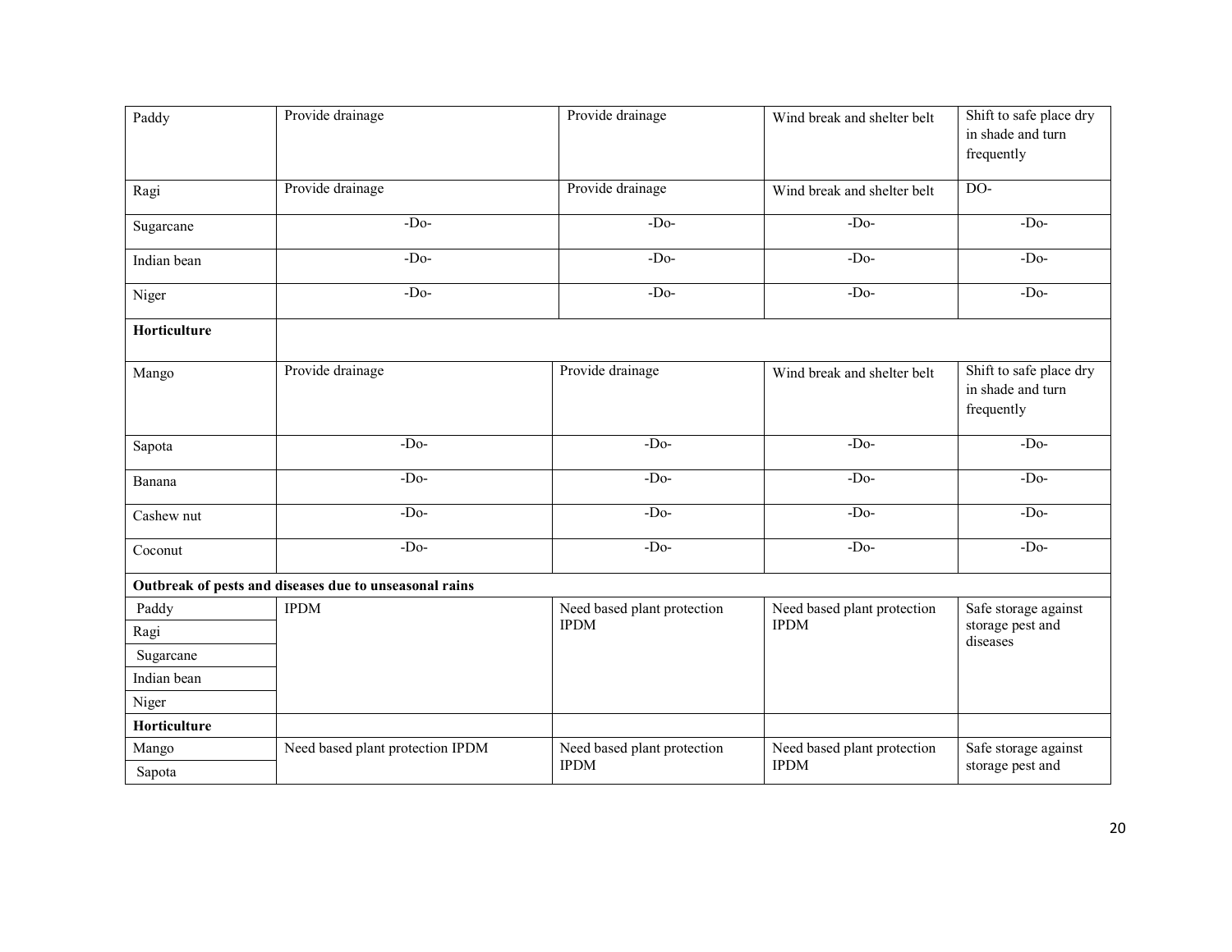| | | | | |
|---|---|---|---|---|
| Paddy | Provide drainage | Provide drainage | Wind break and shelter belt | Shift to safe place dry in shade and turn frequently |
| Ragi | Provide drainage | Provide drainage | Wind break and shelter belt | DO- |
| Sugarcane | -Do- | -Do- | -Do- | -Do- |
| Indian bean | -Do- | -Do- | -Do- | -Do- |
| Niger | -Do- | -Do- | -Do- | -Do- |
| **Horticulture** | | | | |
| Mango | Provide drainage | Provide drainage | Wind break and shelter belt | Shift to safe place dry in shade and turn frequently |
| Sapota | -Do- | -Do- | -Do- | -Do- |
| Banana | -Do- | -Do- | -Do- | -Do- |
| Cashew nut | -Do- | -Do- | -Do- | -Do- |
| Coconut | -Do- | -Do- | -Do- | -Do- |
| **Outbreak of pests and diseases due to unseasonal rains** | | | | |
| Paddy | IPDM | Need based plant protection IPDM | Need based plant protection IPDM | Safe storage against storage pest and diseases |
| Ragi | | | | |
| Sugarcane | | | | |
| Indian bean | | | | |
| Niger | | | | |
| **Horticulture** | | | | |
| Mango | Need based plant protection IPDM | Need based plant protection IPDM | Need based plant protection IPDM | Safe storage against storage pest and |
| Sapota | | | | |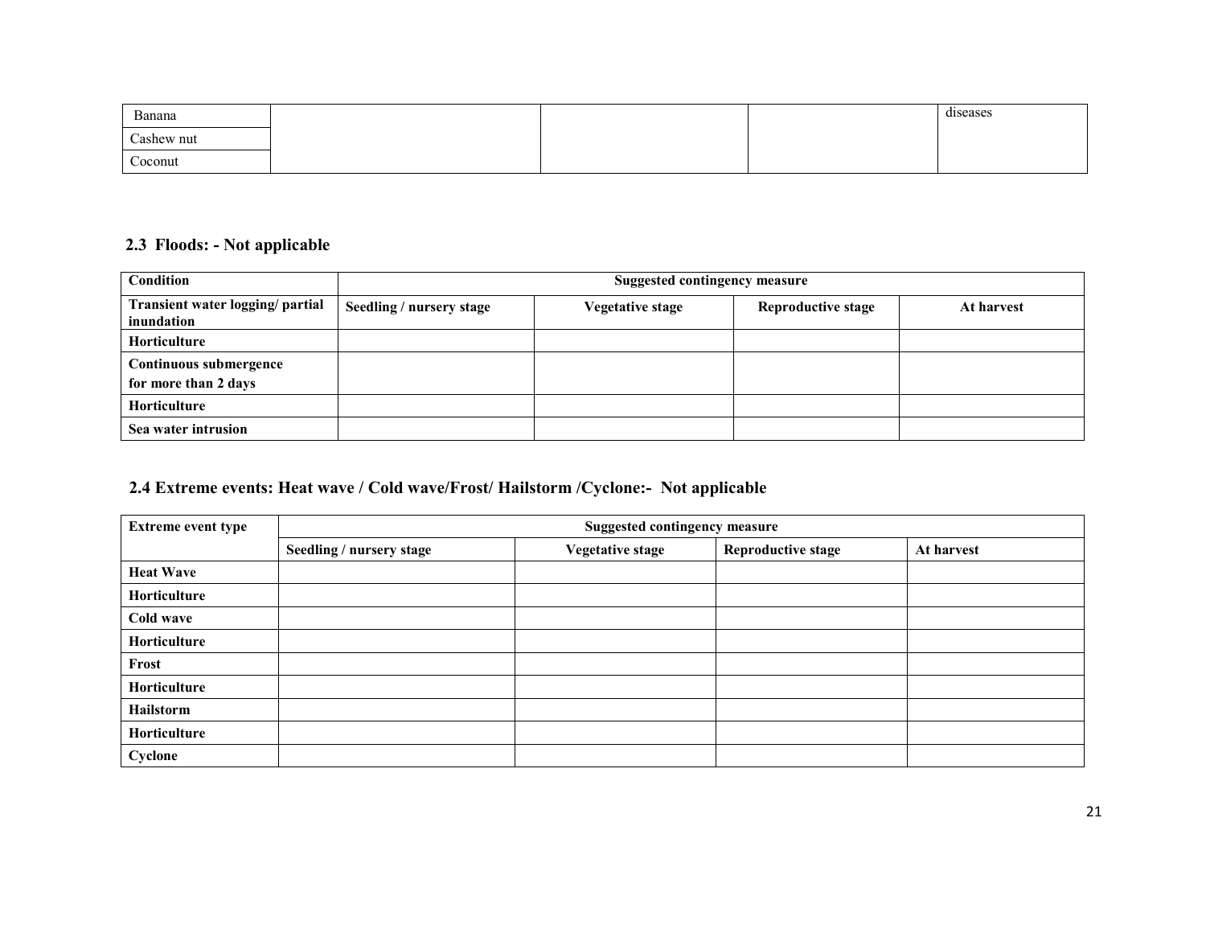| Banana | | | | diseases |
|---|---|---|---|---|
| Cashew nut | | | | |
| Coconut | | | | |

## 2.3 Floods: - Not applicable

| Condition | Suggested contingency measure | | | |
|---|---|---|---|---|
| **Transient water logging/ partial inundation** | **Seedling / nursery stage** | **Vegetative stage** | **Reproductive stage** | **At harvest** |
| **Horticulture** | | | | |
| **Continuous submergence for more than 2 days** | | | | |
| **Horticulture** | | | | |
| **Sea water intrusion** | | | | |

## 2.4 Extreme events: Heat wave / Cold wave/Frost/ Hailstorm /Cyclone:- Not applicable

| Extreme event type | Suggested contingency measure | | | |
|---|---|---|---|---|
| | **Seedling / nursery stage** | **Vegetative stage** | **Reproductive stage** | **At harvest** |
| **Heat Wave** | | | | |
| **Horticulture** | | | | |
| **Cold wave** | | | | |
| **Horticulture** | | | | |
| **Frost** | | | | |
| **Horticulture** | | | | |
| **Hailstorm** | | | | |
| **Horticulture** | | | | |
| **Cyclone** | | | | |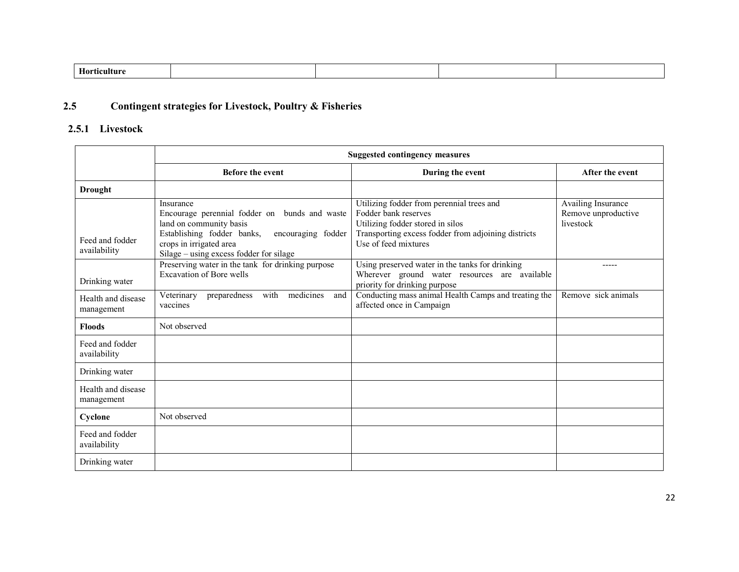| Horticulture | | | | |
|---|---|---|---|---|

## 2.5 Contingent strategies for Livestock, Poultry & Fisheries

### 2.5.1 Livestock

| | Suggested contingency measures | | |
|---|---|---|---|
| | **Before the event** | **During the event** | **After the event** |
| **Drought** | | | |
| Feed and fodder availability | Insurance<br>Encourage perennial fodder on bunds and waste land on community basis<br>Establishing fodder banks, encouraging fodder crops in irrigated area<br>Silage – using excess fodder for silage | Utilizing fodder from perennial trees and<br>Fodder bank reserves<br>Utilizing fodder stored in silos<br>Transporting excess fodder from adjoining districts<br>Use of feed mixtures | Availing Insurance<br>Remove unproductive livestock |
| Drinking water | Preserving water in the tank for drinking purpose<br>Excavation of Bore wells | Using preserved water in the tanks for drinking<br>Wherever ground water resources are available priority for drinking purpose | ----- |
| Health and disease management | Veterinary preparedness with medicines and vaccines | Conducting mass animal Health Camps and treating the affected once in Campaign | Remove sick animals |
| **Floods** | Not observed | | |
| Feed and fodder availability | | | |
| Drinking water | | | |
| Health and disease management | | | |
| **Cyclone** | Not observed | | |
| Feed and fodder availability | | | |
| Drinking water | | | |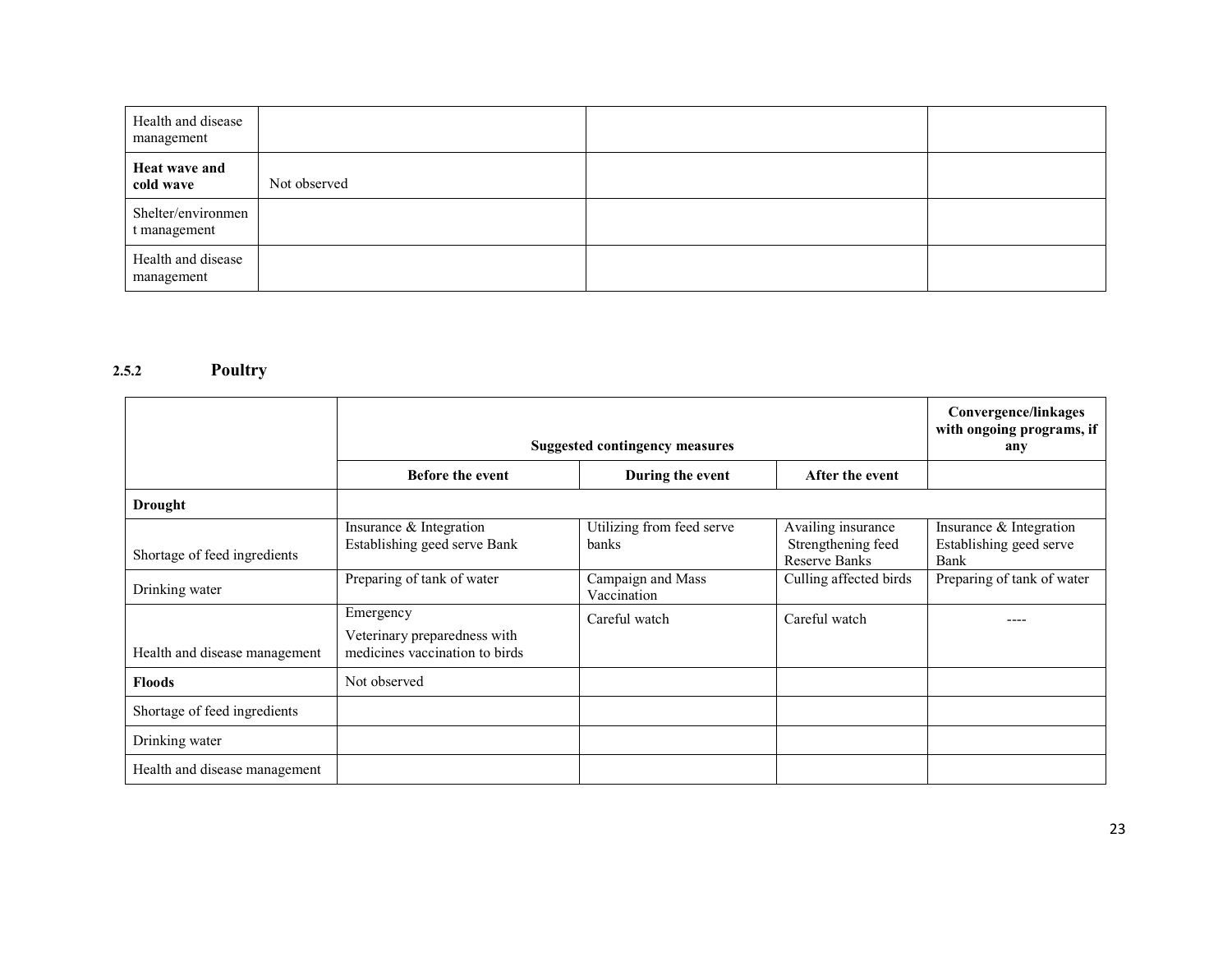| | | | |
|---|---|---|---|
| Health and disease management | | | |
| **Heat wave and cold wave** | Not observed | | |
| Shelter/environment management | | | |
| Health and disease management | | | |

### 2.5.2 Poultry

| | Suggested contingency measures | | | Convergence/linkages with ongoing programs, if any |
|---|---|---|---|---|
| | **Before the event** | **During the event** | **After the event** | |
| **Drought** | | | | |
| Shortage of feed ingredients | Insurance & Integration Establishing geed serve Bank | Utilizing from feed serve banks | Availing insurance Strengthening feed Reserve Banks | Insurance & Integration Establishing geed serve Bank |
| Drinking water | Preparing of tank of water | Campaign and Mass Vaccination | Culling affected birds | Preparing of tank of water |
| Health and disease management | Emergency<br>Veterinary preparedness with medicines vaccination to birds | Careful watch | Careful watch | ---- |
| **Floods** | Not observed | | | |
| Shortage of feed ingredients | | | | |
| Drinking water | | | | |
| Health and disease management | | | | |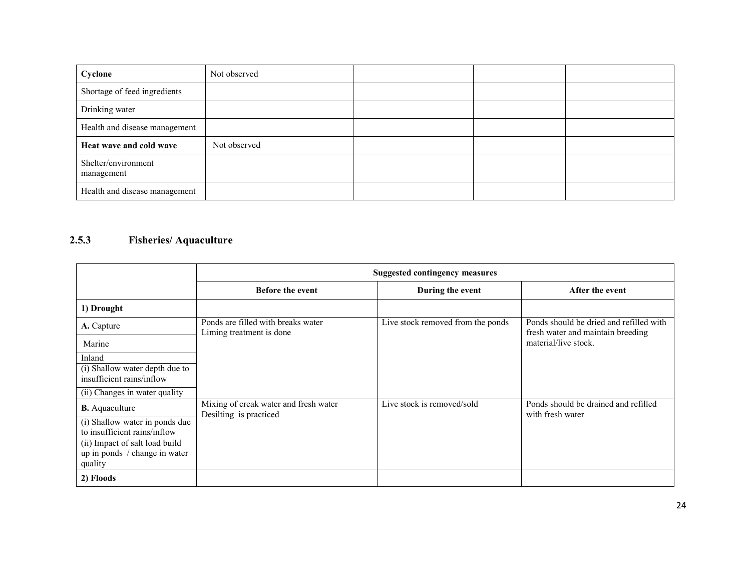| Cyclone | Not observed | | | |
|---|---|---|---|---|
| Shortage of feed ingredients | | | | |
| Drinking water | | | | |
| Health and disease management | | | | |
| **Heat wave and cold wave** | Not observed | | | |
| Shelter/environment management | | | | |
| Health and disease management | | | | |

### 2.5.3 Fisheries/ Aquaculture

| | Suggested contingency measures | | |
|---|---|---|---|
| | **Before the event** | **During the event** | **After the event** |
| **1) Drought** | | | |
| **A.** Capture<br>Marine<br>Inland<br>(i) Shallow water depth due to insufficient rains/inflow<br>(ii) Changes in water quality | Ponds are filled with breaks water<br>Liming treatment is done | Live stock removed from the ponds | Ponds should be dried and refilled with fresh water and maintain breeding material/live stock. |
| **B.** Aquaculture<br>(i) Shallow water in ponds due to insufficient rains/inflow<br>(ii) Impact of salt load build up in ponds / change in water quality | Mixing of creak water and fresh water<br>Desilting is practiced | Live stock is removed/sold | Ponds should be drained and refilled with fresh water |
| **2) Floods** | | | |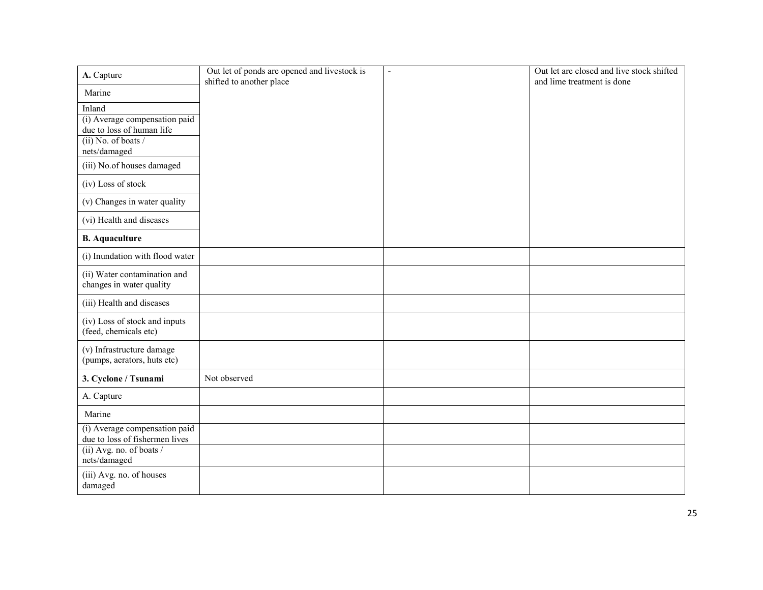| **A.** Capture | Out let of ponds are opened and livestock is shifted to another place | - | Out let are closed and live stock shifted and lime treatment is done |
|---|---|---|---|
| Marine | | | |
| Inland | | | |
| (i) Average compensation paid due to loss of human life | | | |
| (ii) No. of boats / nets/damaged | | | |
| (iii) No.of houses damaged | | | |
| (iv) Loss of stock | | | |
| (v) Changes in water quality | | | |
| (vi) Health and diseases | | | |
| **B. Aquaculture** | | | |
| (i) Inundation with flood water | | | |
| (ii) Water contamination and changes in water quality | | | |
| (iii) Health and diseases | | | |
| (iv) Loss of stock and inputs (feed, chemicals etc) | | | |
| (v) Infrastructure damage (pumps, aerators, huts etc) | | | |
| **3. Cyclone / Tsunami** | Not observed | | |
| A. Capture | | | |
| Marine | | | |
| (i) Average compensation paid due to loss of fishermen lives | | | |
| (ii) Avg. no. of boats / nets/damaged | | | |
| (iii) Avg. no. of houses damaged | | | |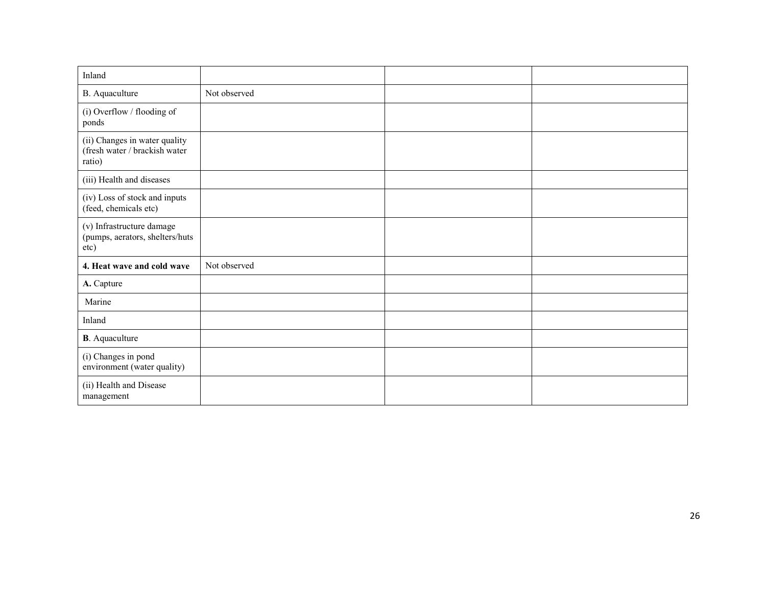| | | | |
|---|---|---|---|
| Inland | | | |
| B. Aquaculture | Not observed | | |
| (i) Overflow / flooding of ponds | | | |
| (ii) Changes in water quality (fresh water / brackish water ratio) | | | |
| (iii) Health and diseases | | | |
| (iv) Loss of stock and inputs (feed, chemicals etc) | | | |
| (v) Infrastructure damage (pumps, aerators, shelters/huts etc) | | | |
| **4. Heat wave and cold wave** | Not observed | | |
| **A.** Capture | | | |
| Marine | | | |
| Inland | | | |
| **B**. Aquaculture | | | |
| (i) Changes in pond environment (water quality) | | | |
| (ii) Health and Disease management | | | |